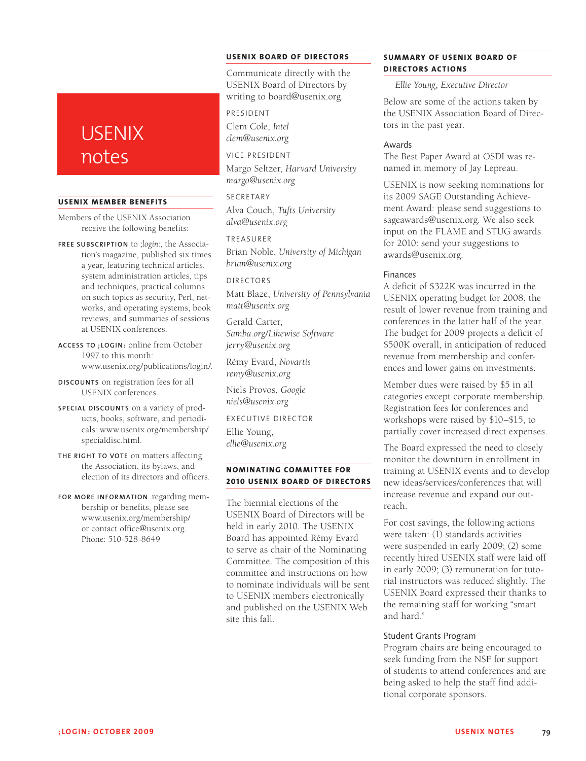# USENIX notes

## USENIX Member Benefits

Members of the USENIX Association receive the following benefits:

**Free subscription** to *;login:*, the Association's magazine, published six times a year, featuring technical articles, system administration articles, tips and techniques, practical columns on such topics as security, Perl, networks, and operating systems, book reviews, and summaries of sessions at USENIX conferences.

**Access to ;login:** online from October 1997 to this month: www.usenix.org/publications/login/.

**Discounts** on registration fees for all USENIX conferences.

**Special discounts** on a variety of products, books, software, and periodicals: www.usenix.org/membership/specialdisc.html.

**The right to vote** on matters affecting the Association, its bylaws, and election of its directors and officers.

**For more information** regarding membership or benefits, please see www.usenix.org/membership/ or contact office@usenix.org. Phone: 510-528-8649

## USENIX Board of Directors

Communicate directly with the USENIX Board of Directors by writing to board@usenix.org.

PRESIDENT

Clem Cole, *Intel*
*clem@usenix.org*

VICE PRESIDENT

Margo Seltzer, *Harvard University*
*margo@usenix.org*

SECRETARY

Alva Couch, *Tufts University*
*alva@usenix.org*

TREASURER

Brian Noble, *University of Michigan*
*brian@usenix.org*

DIRECTORS

Matt Blaze, *University of Pennsylvania*
*matt@usenix.org*

Gerald Carter,
*Samba.org/Likewise Software*
*jerry@usenix.org*

Rémy Evard, *Novartis*
*remy@usenix.org*

Niels Provos, *Google*
*niels@usenix.org*

EXECUTIVE DIRECTOR

Ellie Young,
*ellie@usenix.org*

## Nominating Committee for 2010 USENIX Board of Directors

The biennial elections of the USENIX Board of Directors will be held in early 2010. The USENIX Board has appointed Rémy Evard to serve as chair of the Nominating Committee. The composition of this committee and instructions on how to nominate individuals will be sent to USENIX members electronically and published on the USENIX Web site this fall.

## Summary of USENIX Board of Directors Actions

*Ellie Young, Executive Director*

Below are some of the actions taken by the USENIX Association Board of Directors in the past year.

### Awards

The Best Paper Award at OSDI was renamed in memory of Jay Lepreau.

USENIX is now seeking nominations for its 2009 SAGE Outstanding Achievement Award: please send suggestions to sageawards@usenix.org. We also seek input on the FLAME and STUG awards for 2010: send your suggestions to awards@usenix.org.

### Finances

A deficit of $322K was incurred in the USENIX operating budget for 2008, the result of lower revenue from training and conferences in the latter half of the year. The budget for 2009 projects a deficit of $500K overall, in anticipation of reduced revenue from membership and conferences and lower gains on investments.

Member dues were raised by $5 in all categories except corporate membership. Registration fees for conferences and workshops were raised by $10–$15, to partially cover increased direct expenses.

The Board expressed the need to closely monitor the downturn in enrollment in training at USENIX events and to develop new ideas/services/conferences that will increase revenue and expand our outreach.

For cost savings, the following actions were taken: (1) standards activities were suspended in early 2009; (2) some recently hired USENIX staff were laid off in early 2009; (3) remuneration for tutorial instructors was reduced slightly. The USENIX Board expressed their thanks to the remaining staff for working "smart and hard."

### Student Grants Program

Program chairs are being encouraged to seek funding from the NSF for support of students to attend conferences and are being asked to help the staff find additional corporate sponsors.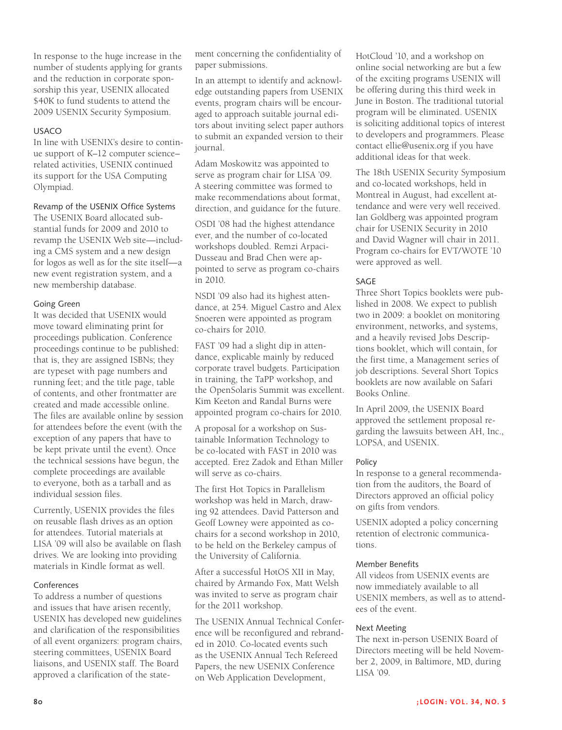In response to the huge increase in the number of students applying for grants and the reduction in corporate sponsorship this year, USENIX allocated $40K to fund students to attend the 2009 USENIX Security Symposium.

### USACO

In line with USENIX's desire to continue support of K–12 computer science–related activities, USENIX continued its support for the USA Computing Olympiad.

### Revamp of the USENIX Office Systems

The USENIX Board allocated substantial funds for 2009 and 2010 to revamp the USENIX Web site—including a CMS system and a new design for logos as well as for the site itself—a new event registration system, and a new membership database.

### Going Green

It was decided that USENIX would move toward eliminating print for proceedings publication. Conference proceedings continue to be published: that is, they are assigned ISBNs; they are typeset with page numbers and running feet; and the title page, table of contents, and other frontmatter are created and made accessible online. The files are available online by session for attendees before the event (with the exception of any papers that have to be kept private until the event). Once the technical sessions have begun, the complete proceedings are available to everyone, both as a tarball and as individual session files.

Currently, USENIX provides the files on reusable flash drives as an option for attendees. Tutorial materials at LISA '09 will also be available on flash drives. We are looking into providing materials in Kindle format as well.

### Conferences

To address a number of questions and issues that have arisen recently, USENIX has developed new guidelines and clarification of the responsibilities of all event organizers: program chairs, steering committees, USENIX Board liaisons, and USENIX staff. The Board approved a clarification of the statement concerning the confidentiality of paper submissions.

In an attempt to identify and acknowledge outstanding papers from USENIX events, program chairs will be encouraged to approach suitable journal editors about inviting select paper authors to submit an expanded version to their journal.

Adam Moskowitz was appointed to serve as program chair for LISA '09. A steering committee was formed to make recommendations about format, direction, and guidance for the future.

OSDI '08 had the highest attendance ever, and the number of co-located workshops doubled. Remzi Arpaci-Dusseau and Brad Chen were appointed to serve as program co-chairs in 2010.

NSDI '09 also had its highest attendance, at 254. Miguel Castro and Alex Snoeren were appointed as program co-chairs for 2010.

FAST '09 had a slight dip in attendance, explicable mainly by reduced corporate travel budgets. Participation in training, the TaPP workshop, and the OpenSolaris Summit was excellent. Kim Keeton and Randal Burns were appointed program co-chairs for 2010.

A proposal for a workshop on Sustainable Information Technology to be co-located with FAST in 2010 was accepted. Erez Zadok and Ethan Miller will serve as co-chairs.

The first Hot Topics in Parallelism workshop was held in March, drawing 92 attendees. David Patterson and Geoff Lowney were appointed as co-chairs for a second workshop in 2010, to be held on the Berkeley campus of the University of California.

After a successful HotOS XII in May, chaired by Armando Fox, Matt Welsh was invited to serve as program chair for the 2011 workshop.

The USENIX Annual Technical Conference will be reconfigured and rebranded in 2010. Co-located events such as the USENIX Annual Tech Refereed Papers, the new USENIX Conference on Web Application Development, HotCloud '10, and a workshop on online social networking are but a few of the exciting programs USENIX will be offering during this third week in June in Boston. The traditional tutorial program will be eliminated. USENIX is soliciting additional topics of interest to developers and programmers. Please contact ellie@usenix.org if you have additional ideas for that week.

The 18th USENIX Security Symposium and co-located workshops, held in Montreal in August, had excellent attendance and were very well received. Ian Goldberg was appointed program chair for USENIX Security in 2010 and David Wagner will chair in 2011. Program co-chairs for EVT/WOTE '10 were approved as well.

### SAGE

Three Short Topics booklets were published in 2008. We expect to publish two in 2009: a booklet on monitoring environment, networks, and systems, and a heavily revised Jobs Descriptions booklet, which will contain, for the first time, a Management series of job descriptions. Several Short Topics booklets are now available on Safari Books Online.

In April 2009, the USENIX Board approved the settlement proposal regarding the lawsuits between AH, Inc., LOPSA, and USENIX.

### Policy

In response to a general recommendation from the auditors, the Board of Directors approved an official policy on gifts from vendors.

USENIX adopted a policy concerning retention of electronic communications.

### Member Benefits

All videos from USENIX events are now immediately available to all USENIX members, as well as to attendees of the event.

### Next Meeting

The next in-person USENIX Board of Directors meeting will be held November 2, 2009, in Baltimore, MD, during LISA '09.